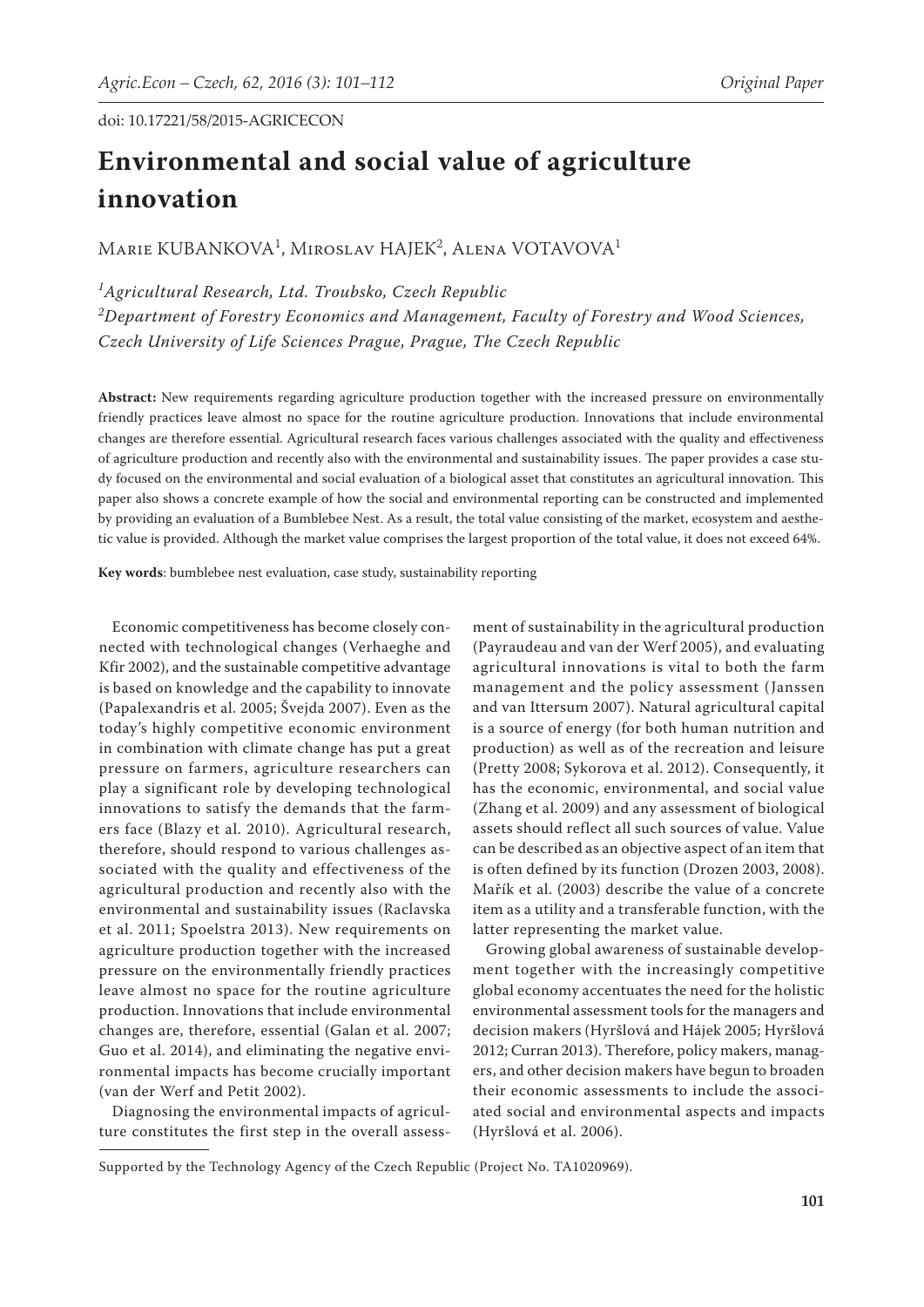doi: 10.17221/58/2015-AGRICECON

# Environmental and social value of agriculture innovation

Marie KUBANKOVA[1], Miroslav HAJEK[2], Alena VOTAVOVA[1]

*[1]Agricultural Research, Ltd. Troubsko, Czech Republic*
*[2]Department of Forestry Economics and Management, Faculty of Forestry and Wood Sciences, Czech University of Life Sciences Prague, Prague, The Czech Republic*

**Abstract:** New requirements regarding agriculture production together with the increased pressure on environmentally friendly practices leave almost no space for the routine agriculture production. Innovations that include environmental changes are therefore essential. Agricultural research faces various challenges associated with the quality and effectiveness of agriculture production and recently also with the environmental and sustainability issues. The paper provides a case study focused on the environmental and social evaluation of a biological asset that constitutes an agricultural innovation. This paper also shows a concrete example of how the social and environmental reporting can be constructed and implemented by providing an evaluation of a Bumblebee Nest. As a result, the total value consisting of the market, ecosystem and aesthetic value is provided. Although the market value comprises the largest proportion of the total value, it does not exceed 64%.

**Key words**: bumblebee nest evaluation, case study, sustainability reporting

Economic competitiveness has become closely connected with technological changes (Verhaeghe and Kfir 2002), and the sustainable competitive advantage is based on knowledge and the capability to innovate (Papalexandris et al. 2005; Švejda 2007). Even as the today's highly competitive economic environment in combination with climate change has put a great pressure on farmers, agriculture researchers can play a significant role by developing technological innovations to satisfy the demands that the farmers face (Blazy et al. 2010). Agricultural research, therefore, should respond to various challenges associated with the quality and effectiveness of the agricultural production and recently also with the environmental and sustainability issues (Raclavska et al. 2011; Spoelstra 2013). New requirements on agriculture production together with the increased pressure on the environmentally friendly practices leave almost no space for the routine agriculture production. Innovations that include environmental changes are, therefore, essential (Galan et al. 2007; Guo et al. 2014), and eliminating the negative environmental impacts has become crucially important (van der Werf and Petit 2002).

Diagnosing the environmental impacts of agriculture constitutes the first step in the overall assessment of sustainability in the agricultural production (Payraudeau and van der Werf 2005), and evaluating agricultural innovations is vital to both the farm management and the policy assessment (Janssen and van Ittersum 2007). Natural agricultural capital is a source of energy (for both human nutrition and production) as well as of the recreation and leisure (Pretty 2008; Sykorova et al. 2012). Consequently, it has the economic, environmental, and social value (Zhang et al. 2009) and any assessment of biological assets should reflect all such sources of value. Value can be described as an objective aspect of an item that is often defined by its function (Drozen 2003, 2008). Mařík et al. (2003) describe the value of a concrete item as a utility and a transferable function, with the latter representing the market value.

Growing global awareness of sustainable development together with the increasingly competitive global economy accentuates the need for the holistic environmental assessment tools for the managers and decision makers (Hyršlová and Hájek 2005; Hyršlová 2012; Curran 2013). Therefore, policy makers, managers, and other decision makers have begun to broaden their economic assessments to include the associated social and environmental aspects and impacts (Hyršlová et al. 2006).

Supported by the Technology Agency of the Czech Republic (Project No. TA1020969).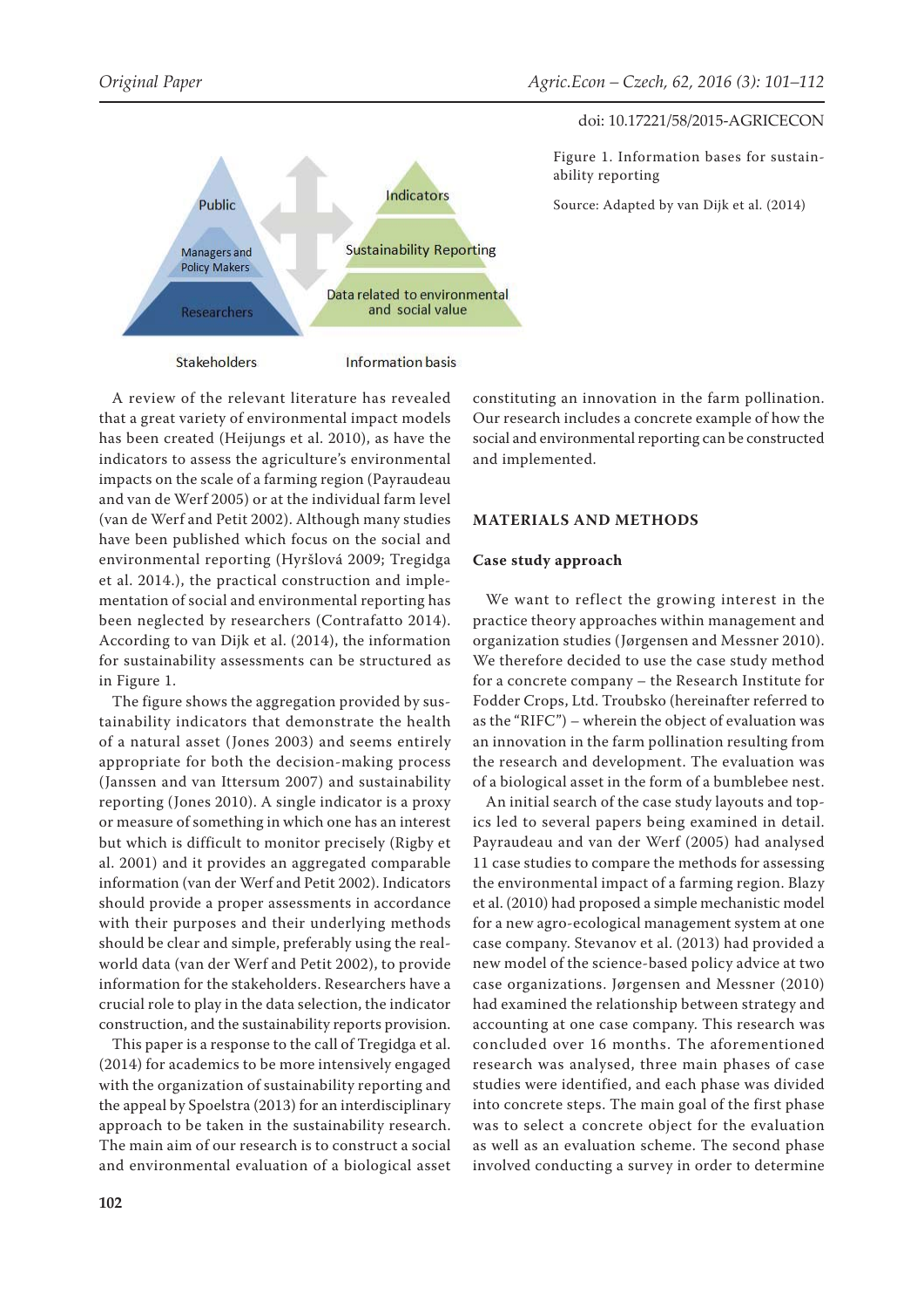Figure 1. Information bases for sustainability reporting

Source: Adapted by van Dijk et al. (2014)

A review of the relevant literature has revealed that a great variety of environmental impact models has been created (Heijungs et al. 2010), as have the indicators to assess the agriculture's environmental impacts on the scale of a farming region (Payraudeau and van de Werf 2005) or at the individual farm level (van de Werf and Petit 2002). Although many studies have been published which focus on the social and environmental reporting (Hyršlová 2009; Tregidga et al. 2014.), the practical construction and implementation of social and environmental reporting has been neglected by researchers (Contrafatto 2014). According to van Dijk et al. (2014), the information for sustainability assessments can be structured as in Figure 1.

The figure shows the aggregation provided by sustainability indicators that demonstrate the health of a natural asset (Jones 2003) and seems entirely appropriate for both the decision-making process (Janssen and van Ittersum 2007) and sustainability reporting (Jones 2010). A single indicator is a proxy or measure of something in which one has an interest but which is difficult to monitor precisely (Rigby et al. 2001) and it provides an aggregated comparable information (van der Werf and Petit 2002). Indicators should provide a proper assessments in accordance with their purposes and their underlying methods should be clear and simple, preferably using the real-world data (van der Werf and Petit 2002), to provide information for the stakeholders. Researchers have a crucial role to play in the data selection, the indicator construction, and the sustainability reports provision.

This paper is a response to the call of Tregidga et al. (2014) for academics to be more intensively engaged with the organization of sustainability reporting and the appeal by Spoelstra (2013) for an interdisciplinary approach to be taken in the sustainability research. The main aim of our research is to construct a social and environmental evaluation of a biological asset constituting an innovation in the farm pollination. Our research includes a concrete example of how the social and environmental reporting can be constructed and implemented.

## MATERIALS AND METHODS

### Case study approach

We want to reflect the growing interest in the practice theory approaches within management and organization studies (Jørgensen and Messner 2010). We therefore decided to use the case study method for a concrete company – the Research Institute for Fodder Crops, Ltd. Troubsko (hereinafter referred to as the "RIFC") – wherein the object of evaluation was an innovation in the farm pollination resulting from the research and development. The evaluation was of a biological asset in the form of a bumblebee nest.

An initial search of the case study layouts and topics led to several papers being examined in detail. Payraudeau and van der Werf (2005) had analysed 11 case studies to compare the methods for assessing the environmental impact of a farming region. Blazy et al. (2010) had proposed a simple mechanistic model for a new agro-ecological management system at one case company. Stevanov et al. (2013) had provided a new model of the science-based policy advice at two case organizations. Jørgensen and Messner (2010) had examined the relationship between strategy and accounting at one case company. This research was concluded over 16 months. The aforementioned research was analysed, three main phases of case studies were identified, and each phase was divided into concrete steps. The main goal of the first phase was to select a concrete object for the evaluation as well as an evaluation scheme. The second phase involved conducting a survey in order to determine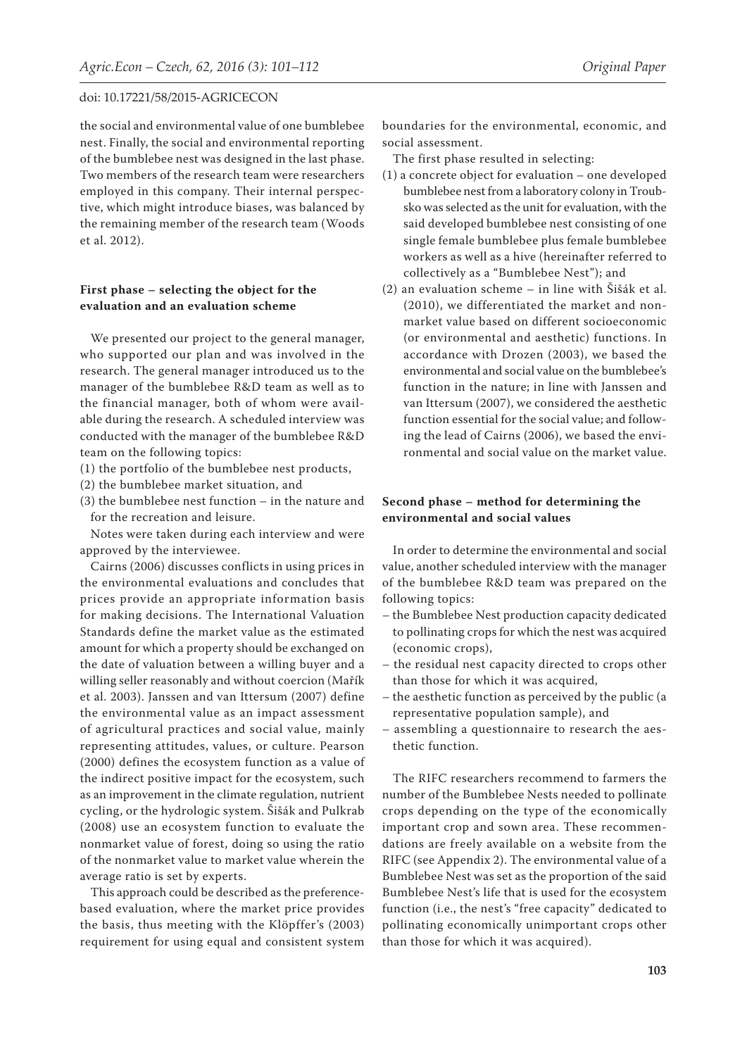the social and environmental value of one bumblebee nest. Finally, the social and environmental reporting of the bumblebee nest was designed in the last phase. Two members of the research team were researchers employed in this company. Their internal perspective, which might introduce biases, was balanced by the remaining member of the research team (Woods et al. 2012).

### First phase – selecting the object for the evaluation and an evaluation scheme

We presented our project to the general manager, who supported our plan and was involved in the research. The general manager introduced us to the manager of the bumblebee R&D team as well as to the financial manager, both of whom were available during the research. A scheduled interview was conducted with the manager of the bumblebee R&D team on the following topics:

(1) the portfolio of the bumblebee nest products,
(2) the bumblebee market situation, and
(3) the bumblebee nest function – in the nature and for the recreation and leisure.

Notes were taken during each interview and were approved by the interviewee.

Cairns (2006) discusses conflicts in using prices in the environmental evaluations and concludes that prices provide an appropriate information basis for making decisions. The International Valuation Standards define the market value as the estimated amount for which a property should be exchanged on the date of valuation between a willing buyer and a willing seller reasonably and without coercion (Mařík et al. 2003). Janssen and van Ittersum (2007) define the environmental value as an impact assessment of agricultural practices and social value, mainly representing attitudes, values, or culture. Pearson (2000) defines the ecosystem function as a value of the indirect positive impact for the ecosystem, such as an improvement in the climate regulation, nutrient cycling, or the hydrologic system. Šišák and Pulkrab (2008) use an ecosystem function to evaluate the nonmarket value of forest, doing so using the ratio of the nonmarket value to market value wherein the average ratio is set by experts.

This approach could be described as the preference-based evaluation, where the market price provides the basis, thus meeting with the Klöpffer's (2003) requirement for using equal and consistent system boundaries for the environmental, economic, and social assessment.

The first phase resulted in selecting:

(1) a concrete object for evaluation – one developed bumblebee nest from a laboratory colony in Troubsko was selected as the unit for evaluation, with the said developed bumblebee nest consisting of one single female bumblebee plus female bumblebee workers as well as a hive (hereinafter referred to collectively as a "Bumblebee Nest"); and
(2) an evaluation scheme – in line with Šišák et al. (2010), we differentiated the market and nonmarket value based on different socioeconomic (or environmental and aesthetic) functions. In accordance with Drozen (2003), we based the environmental and social value on the bumblebee's function in the nature; in line with Janssen and van Ittersum (2007), we considered the aesthetic function essential for the social value; and following the lead of Cairns (2006), we based the environmental and social value on the market value.

### Second phase – method for determining the environmental and social values

In order to determine the environmental and social value, another scheduled interview with the manager of the bumblebee R&D team was prepared on the following topics:

- the Bumblebee Nest production capacity dedicated to pollinating crops for which the nest was acquired (economic crops),
- the residual nest capacity directed to crops other than those for which it was acquired,
- the aesthetic function as perceived by the public (a representative population sample), and
- assembling a questionnaire to research the aesthetic function.

The RIFC researchers recommend to farmers the number of the Bumblebee Nests needed to pollinate crops depending on the type of the economically important crop and sown area. These recommendations are freely available on a website from the RIFC (see Appendix 2). The environmental value of a Bumblebee Nest was set as the proportion of the said Bumblebee Nest's life that is used for the ecosystem function (i.e., the nest's "free capacity" dedicated to pollinating economically unimportant crops other than those for which it was acquired).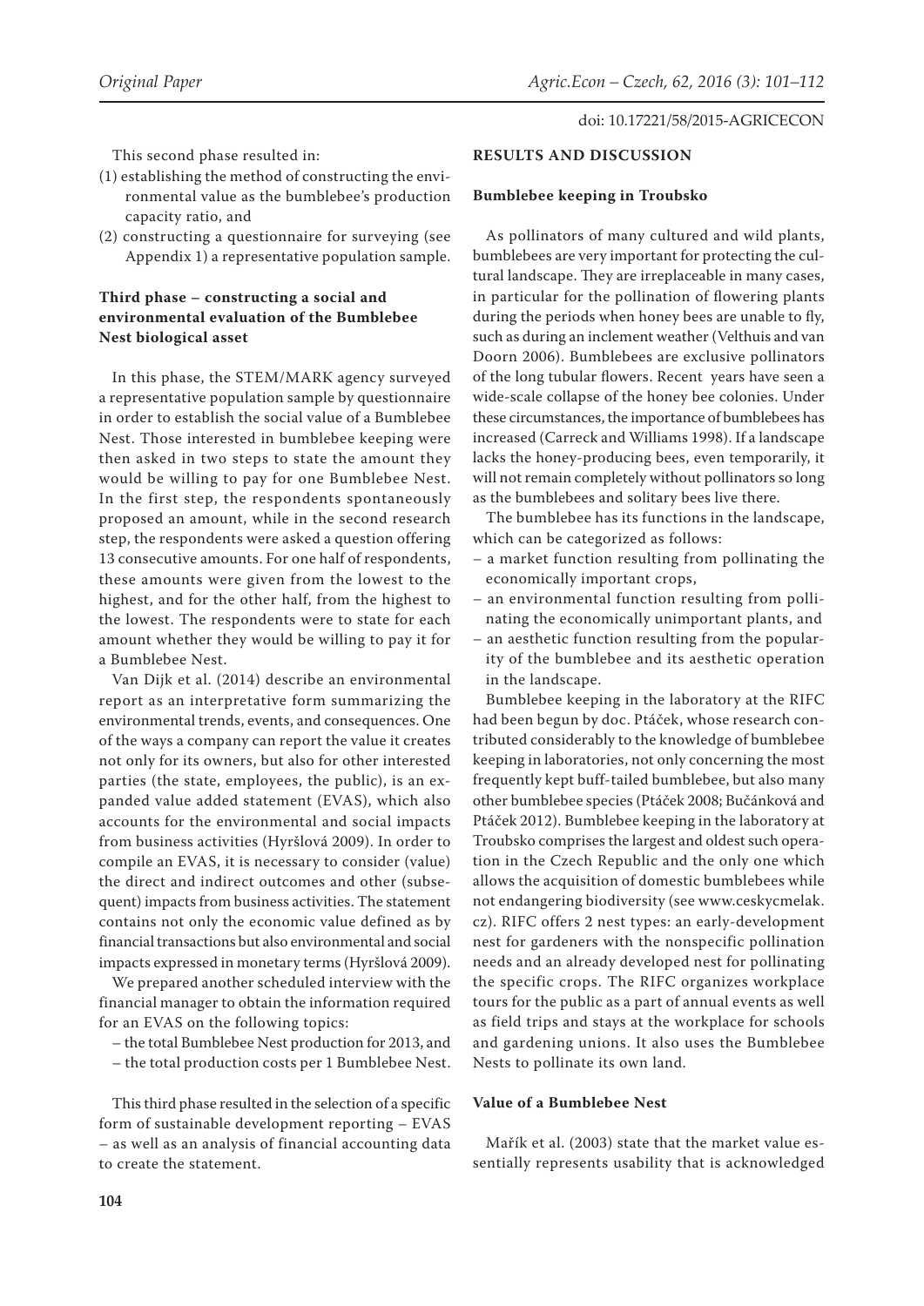This second phase resulted in:

(1) establishing the method of constructing the environmental value as the bumblebee's production capacity ratio, and
(2) constructing a questionnaire for surveying (see Appendix 1) a representative population sample.

### Third phase – constructing a social and environmental evaluation of the Bumblebee Nest biological asset

In this phase, the STEM/MARK agency surveyed a representative population sample by questionnaire in order to establish the social value of a Bumblebee Nest. Those interested in bumblebee keeping were then asked in two steps to state the amount they would be willing to pay for one Bumblebee Nest. In the first step, the respondents spontaneously proposed an amount, while in the second research step, the respondents were asked a question offering 13 consecutive amounts. For one half of respondents, these amounts were given from the lowest to the highest, and for the other half, from the highest to the lowest. The respondents were to state for each amount whether they would be willing to pay it for a Bumblebee Nest.

Van Dijk et al. (2014) describe an environmental report as an interpretative form summarizing the environmental trends, events, and consequences. One of the ways a company can report the value it creates not only for its owners, but also for other interested parties (the state, employees, the public), is an expanded value added statement (EVAS), which also accounts for the environmental and social impacts from business activities (Hyršlová 2009). In order to compile an EVAS, it is necessary to consider (value) the direct and indirect outcomes and other (subsequent) impacts from business activities. The statement contains not only the economic value defined as by financial transactions but also environmental and social impacts expressed in monetary terms (Hyršlová 2009).

We prepared another scheduled interview with the financial manager to obtain the information required for an EVAS on the following topics:

– the total Bumblebee Nest production for 2013, and
– the total production costs per 1 Bumblebee Nest.

This third phase resulted in the selection of a specific form of sustainable development reporting – EVAS – as well as an analysis of financial accounting data to create the statement.

## RESULTS AND DISCUSSION

### Bumblebee keeping in Troubsko

As pollinators of many cultured and wild plants, bumblebees are very important for protecting the cultural landscape. They are irreplaceable in many cases, in particular for the pollination of flowering plants during the periods when honey bees are unable to fly, such as during an inclement weather (Velthuis and van Doorn 2006). Bumblebees are exclusive pollinators of the long tubular flowers. Recent years have seen a wide-scale collapse of the honey bee colonies. Under these circumstances, the importance of bumblebees has increased (Carreck and Williams 1998). If a landscape lacks the honey-producing bees, even temporarily, it will not remain completely without pollinators so long as the bumblebees and solitary bees live there.

The bumblebee has its functions in the landscape, which can be categorized as follows:

– a market function resulting from pollinating the economically important crops,
– an environmental function resulting from pollinating the economically unimportant plants, and
– an aesthetic function resulting from the popularity of the bumblebee and its aesthetic operation in the landscape.

Bumblebee keeping in the laboratory at the RIFC had been begun by doc. Ptáček, whose research contributed considerably to the knowledge of bumblebee keeping in laboratories, not only concerning the most frequently kept buff-tailed bumblebee, but also many other bumblebee species (Ptáček 2008; Bučánková and Ptáček 2012). Bumblebee keeping in the laboratory at Troubsko comprises the largest and oldest such operation in the Czech Republic and the only one which allows the acquisition of domestic bumblebees while not endangering biodiversity (see www.ceskycmelak.cz). RIFC offers 2 nest types: an early-development nest for gardeners with the nonspecific pollination needs and an already developed nest for pollinating the specific crops. The RIFC organizes workplace tours for the public as a part of annual events as well as field trips and stays at the workplace for schools and gardening unions. It also uses the Bumblebee Nests to pollinate its own land.

### Value of a Bumblebee Nest

Mařík et al. (2003) state that the market value essentially represents usability that is acknowledged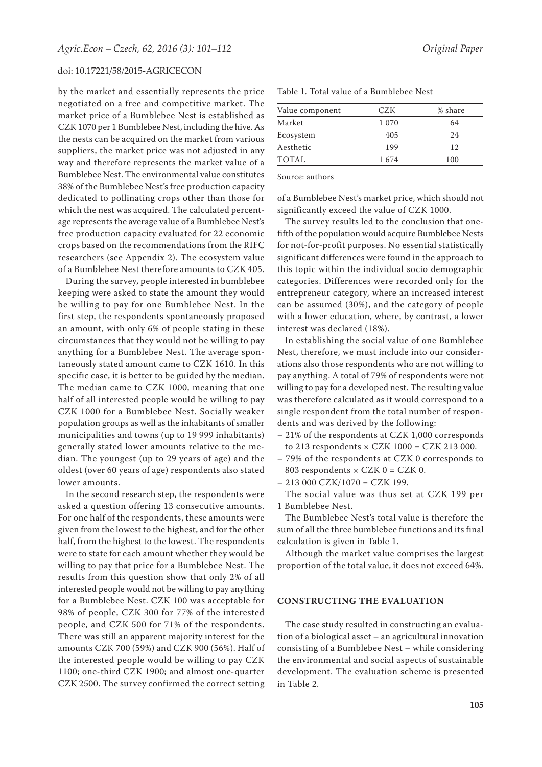by the market and essentially represents the price negotiated on a free and competitive market. The market price of a Bumblebee Nest is established as CZK 1070 per 1 Bumblebee Nest, including the hive. As the nests can be acquired on the market from various suppliers, the market price was not adjusted in any way and therefore represents the market value of a Bumblebee Nest. The environmental value constitutes 38% of the Bumblebee Nest's free production capacity dedicated to pollinating crops other than those for which the nest was acquired. The calculated percentage represents the average value of a Bumblebee Nest's free production capacity evaluated for 22 economic crops based on the recommendations from the RIFC researchers (see Appendix 2). The ecosystem value of a Bumblebee Nest therefore amounts to CZK 405.

During the survey, people interested in bumblebee keeping were asked to state the amount they would be willing to pay for one Bumblebee Nest. In the first step, the respondents spontaneously proposed an amount, with only 6% of people stating in these circumstances that they would not be willing to pay anything for a Bumblebee Nest. The average spontaneously stated amount came to CZK 1610. In this specific case, it is better to be guided by the median. The median came to CZK 1000, meaning that one half of all interested people would be willing to pay CZK 1000 for a Bumblebee Nest. Socially weaker population groups as well as the inhabitants of smaller municipalities and towns (up to 19 999 inhabitants) generally stated lower amounts relative to the median. The youngest (up to 29 years of age) and the oldest (over 60 years of age) respondents also stated lower amounts.

In the second research step, the respondents were asked a question offering 13 consecutive amounts. For one half of the respondents, these amounts were given from the lowest to the highest, and for the other half, from the highest to the lowest. The respondents were to state for each amount whether they would be willing to pay that price for a Bumblebee Nest. The results from this question show that only 2% of all interested people would not be willing to pay anything for a Bumblebee Nest. CZK 100 was acceptable for 98% of people, CZK 300 for 77% of the interested people, and CZK 500 for 71% of the respondents. There was still an apparent majority interest for the amounts CZK 700 (59%) and CZK 900 (56%). Half of the interested people would be willing to pay CZK 1100; one-third CZK 1900; and almost one-quarter CZK 2500. The survey confirmed the correct setting of a Bumblebee Nest's market price, which should not significantly exceed the value of CZK 1000.

The survey results led to the conclusion that one-fifth of the population would acquire Bumblebee Nests for not-for-profit purposes. No essential statistically significant differences were found in the approach to this topic within the individual socio demographic categories. Differences were recorded only for the entrepreneur category, where an increased interest can be assumed (30%), and the category of people with a lower education, where, by contrast, a lower interest was declared (18%).

In establishing the social value of one Bumblebee Nest, therefore, we must include into our considerations also those respondents who are not willing to pay anything. A total of 79% of respondents were not willing to pay for a developed nest. The resulting value was therefore calculated as it would correspond to a single respondent from the total number of respondents and was derived by the following:

- 21% of the respondents at CZK 1,000 corresponds to 213 respondents × CZK 1000 = CZK 213 000.
- 79% of the respondents at CZK 0 corresponds to 803 respondents × CZK 0 = CZK 0.
- 213 000 CZK/1070 = CZK 199.

The social value was thus set at CZK 199 per 1 Bumblebee Nest.

The Bumblebee Nest's total value is therefore the sum of all the three bumblebee functions and its final calculation is given in Table 1.

Table 1. Total value of a Bumblebee Nest

| Value component | CZK | % share |
|---|---|---|
| Market | 1 070 | 64 |
| Ecosystem | 405 | 24 |
| Aesthetic | 199 | 12 |
| TOTAL | 1 674 | 100 |

Source: authors

Although the market value comprises the largest proportion of the total value, it does not exceed 64%.

## CONSTRUCTING THE EVALUATION

The case study resulted in constructing an evaluation of a biological asset – an agricultural innovation consisting of a Bumblebee Nest – while considering the environmental and social aspects of sustainable development. The evaluation scheme is presented in Table 2.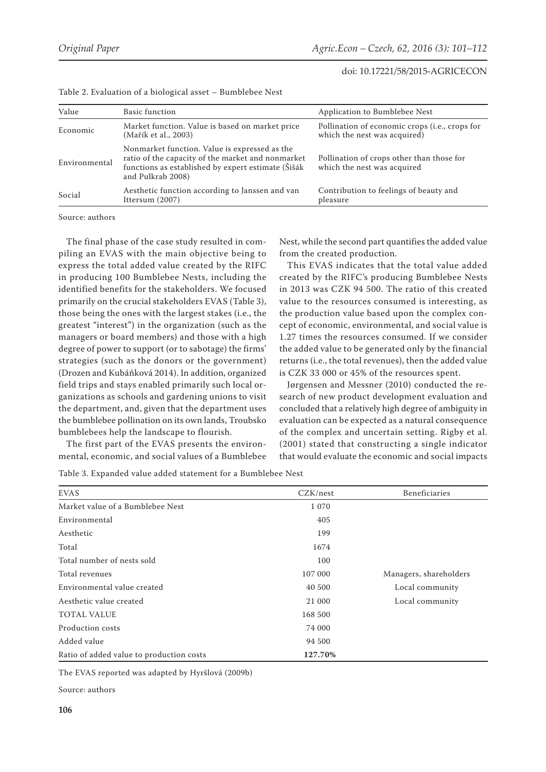Table 2. Evaluation of a biological asset – Bumblebee Nest

| Value | Basic function | Application to Bumblebee Nest |
|---|---|---|
| Economic | Market function. Value is based on market price (Mařík et al., 2003) | Pollination of economic crops (i.e., crops for which the nest was acquired) |
| Environmental | Nonmarket function. Value is expressed as the ratio of the capacity of the market and nonmarket functions as established by expert estimate (Šišák and Pulkrab 2008) | Pollination of crops other than those for which the nest was acquired |
| Social | Aesthetic function according to Janssen and van Ittersum (2007) | Contribution to feelings of beauty and pleasure |

Source: authors

The final phase of the case study resulted in compiling an EVAS with the main objective being to express the total added value created by the RIFC in producing 100 Bumblebee Nests, including the identified benefits for the stakeholders. We focused primarily on the crucial stakeholders EVAS (Table 3), those being the ones with the largest stakes (i.e., the greatest "interest") in the organization (such as the managers or board members) and those with a high degree of power to support (or to sabotage) the firms' strategies (such as the donors or the government) (Drozen and Kubáňková 2014). In addition, organized field trips and stays enabled primarily such local organizations as schools and gardening unions to visit the department, and, given that the department uses the bumblebee pollination on its own lands, Troubsko bumblebees help the landscape to flourish.

The first part of the EVAS presents the environmental, economic, and social values of a Bumblebee Nest, while the second part quantifies the added value from the created production.

This EVAS indicates that the total value added created by the RIFC's producing Bumblebee Nests in 2013 was CZK 94 500. The ratio of this created value to the resources consumed is interesting, as the production value based upon the complex concept of economic, environmental, and social value is 1.27 times the resources consumed. If we consider the added value to be generated only by the financial returns (i.e., the total revenues), then the added value is CZK 33 000 or 45% of the resources spent.

Jørgensen and Messner (2010) conducted the research of new product development evaluation and concluded that a relatively high degree of ambiguity in evaluation can be expected as a natural consequence of the complex and uncertain setting. Rigby et al. (2001) stated that constructing a single indicator that would evaluate the economic and social impacts

Table 3. Expanded value added statement for a Bumblebee Nest

| EVAS | CZK/nest | Beneficiaries |
|---|---|---|
| Market value of a Bumblebee Nest | 1 070 | |
| Environmental | 405 | |
| Aesthetic | 199 | |
| Total | 1674 | |
| Total number of nests sold | 100 | |
| Total revenues | 107 000 | Managers, shareholders |
| Environmental value created | 40 500 | Local community |
| Aesthetic value created | 21 000 | Local community |
| TOTAL VALUE | 168 500 | |
| Production costs | 74 000 | |
| Added value | 94 500 | |
| Ratio of added value to production costs | **127.70%** | |

The EVAS reported was adapted by Hyršlová (2009b)

Source: authors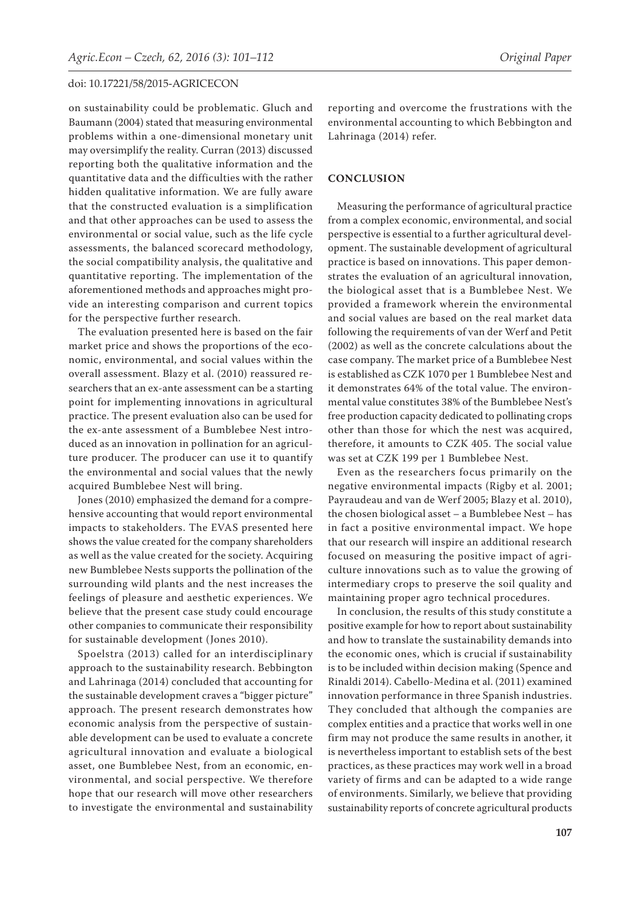on sustainability could be problematic. Gluch and Baumann (2004) stated that measuring environmental problems within a one-dimensional monetary unit may oversimplify the reality. Curran (2013) discussed reporting both the qualitative information and the quantitative data and the difficulties with the rather hidden qualitative information. We are fully aware that the constructed evaluation is a simplification and that other approaches can be used to assess the environmental or social value, such as the life cycle assessments, the balanced scorecard methodology, the social compatibility analysis, the qualitative and quantitative reporting. The implementation of the aforementioned methods and approaches might provide an interesting comparison and current topics for the perspective further research.

The evaluation presented here is based on the fair market price and shows the proportions of the economic, environmental, and social values within the overall assessment. Blazy et al. (2010) reassured researchers that an ex-ante assessment can be a starting point for implementing innovations in agricultural practice. The present evaluation also can be used for the ex-ante assessment of a Bumblebee Nest introduced as an innovation in pollination for an agriculture producer. The producer can use it to quantify the environmental and social values that the newly acquired Bumblebee Nest will bring.

Jones (2010) emphasized the demand for a comprehensive accounting that would report environmental impacts to stakeholders. The EVAS presented here shows the value created for the company shareholders as well as the value created for the society. Acquiring new Bumblebee Nests supports the pollination of the surrounding wild plants and the nest increases the feelings of pleasure and aesthetic experiences. We believe that the present case study could encourage other companies to communicate their responsibility for sustainable development (Jones 2010).

Spoelstra (2013) called for an interdisciplinary approach to the sustainability research. Bebbington and Lahrinaga (2014) concluded that accounting for the sustainable development craves a "bigger picture" approach. The present research demonstrates how economic analysis from the perspective of sustainable development can be used to evaluate a concrete agricultural innovation and evaluate a biological asset, one Bumblebee Nest, from an economic, environmental, and social perspective. We therefore hope that our research will move other researchers to investigate the environmental and sustainability reporting and overcome the frustrations with the environmental accounting to which Bebbington and Lahrinaga (2014) refer.

## CONCLUSION

Measuring the performance of agricultural practice from a complex economic, environmental, and social perspective is essential to a further agricultural development. The sustainable development of agricultural practice is based on innovations. This paper demonstrates the evaluation of an agricultural innovation, the biological asset that is a Bumblebee Nest. We provided a framework wherein the environmental and social values are based on the real market data following the requirements of van der Werf and Petit (2002) as well as the concrete calculations about the case company. The market price of a Bumblebee Nest is established as CZK 1070 per 1 Bumblebee Nest and it demonstrates 64% of the total value. The environmental value constitutes 38% of the Bumblebee Nest's free production capacity dedicated to pollinating crops other than those for which the nest was acquired, therefore, it amounts to CZK 405. The social value was set at CZK 199 per 1 Bumblebee Nest.

Even as the researchers focus primarily on the negative environmental impacts (Rigby et al. 2001; Payraudeau and van de Werf 2005; Blazy et al. 2010), the chosen biological asset – a Bumblebee Nest – has in fact a positive environmental impact. We hope that our research will inspire an additional research focused on measuring the positive impact of agriculture innovations such as to value the growing of intermediary crops to preserve the soil quality and maintaining proper agro technical procedures.

In conclusion, the results of this study constitute a positive example for how to report about sustainability and how to translate the sustainability demands into the economic ones, which is crucial if sustainability is to be included within decision making (Spence and Rinaldi 2014). Cabello-Medina et al. (2011) examined innovation performance in three Spanish industries. They concluded that although the companies are complex entities and a practice that works well in one firm may not produce the same results in another, it is nevertheless important to establish sets of the best practices, as these practices may work well in a broad variety of firms and can be adapted to a wide range of environments. Similarly, we believe that providing sustainability reports of concrete agricultural products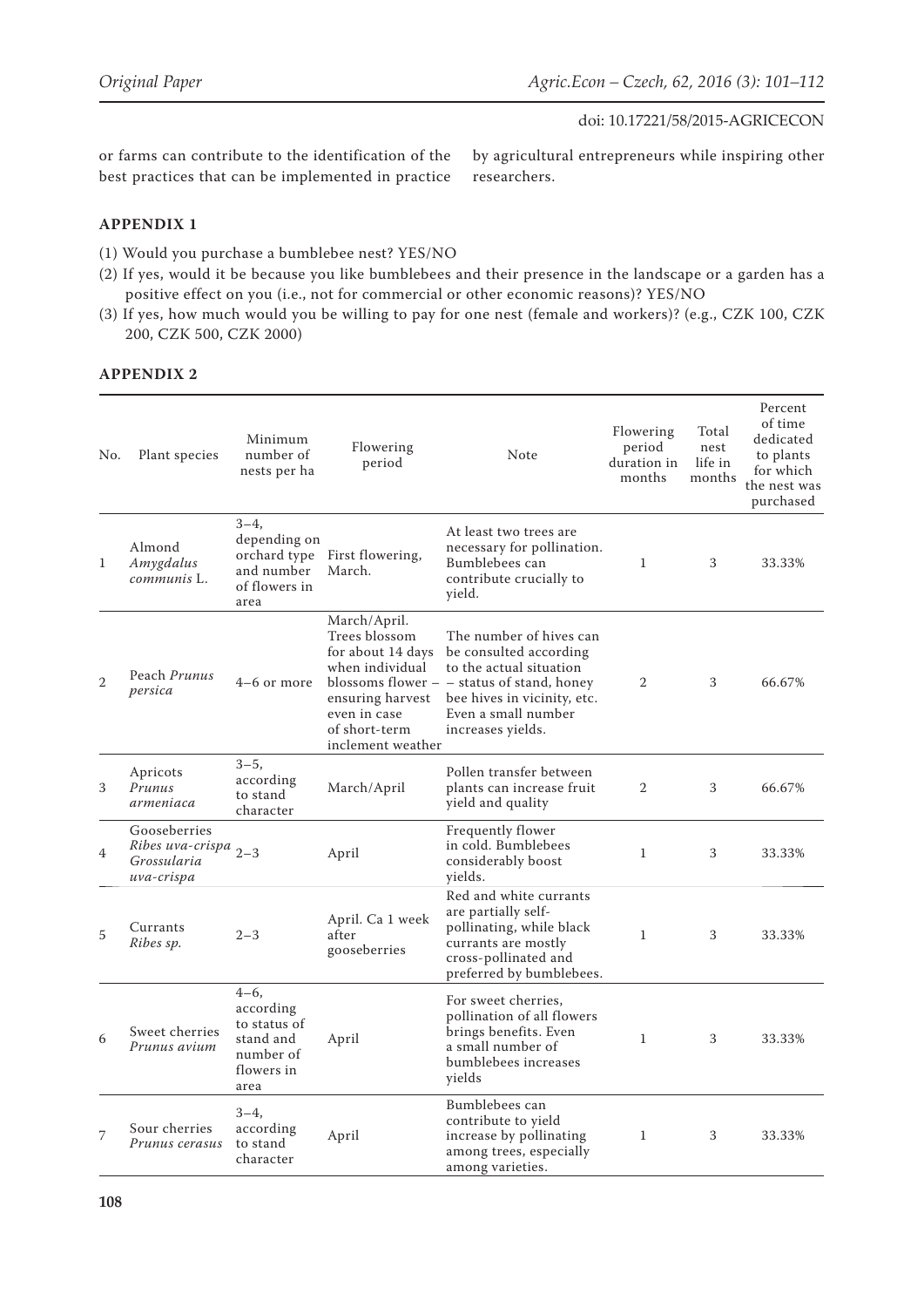or farms can contribute to the identification of the best practices that can be implemented in practice by agricultural entrepreneurs while inspiring other researchers.

## APPENDIX 1

(1) Would you purchase a bumblebee nest? YES/NO

(2) If yes, would it be because you like bumblebees and their presence in the landscape or a garden has a positive effect on you (i.e., not for commercial or other economic reasons)? YES/NO

(3) If yes, how much would you be willing to pay for one nest (female and workers)? (e.g., CZK 100, CZK 200, CZK 500, CZK 2000)

## APPENDIX 2

| No. | Plant species | Minimum number of nests per ha | Flowering period | Note | Flowering period duration in months | Total nest life in months | Percent of time dedicated to plants for which the nest was purchased |
|---|---|---|---|---|---|---|---|
| 1 | Almond *Amygdalus communis* L. | 3–4, depending on orchard type and number of flowers in area | First flowering, March. | At least two trees are necessary for pollination. Bumblebees can contribute crucially to yield. | 1 | 3 | 33.33% |
| 2 | Peach *Prunus persica* | 4–6 or more | March/April. Trees blossom for about 14 days when individual blossoms flower – ensuring harvest even in case of short-term inclement weather | The number of hives can be consulted according to the actual situation – status of stand, honey bee hives in vicinity, etc. Even a small number increases yields. | 2 | 3 | 66.67% |
| 3 | Apricots *Prunus armeniaca* | 3–5, according to stand character | March/April | Pollen transfer between plants can increase fruit yield and quality | 2 | 3 | 66.67% |
| 4 | Gooseberries *Ribes uva-crispa Grossularia uva-crispa* | 2–3 | April | Frequently flower in cold. Bumblebees considerably boost yields. | 1 | 3 | 33.33% |
| 5 | Currants *Ribes sp.* | 2–3 | April. Ca 1 week after gooseberries | Red and white currants are partially self-pollinating, while black currants are mostly cross-pollinated and preferred by bumblebees. | 1 | 3 | 33.33% |
| 6 | Sweet cherries *Prunus avium* | 4–6, according to status of stand and number of flowers in area | April | For sweet cherries, pollination of all flowers brings benefits. Even a small number of bumblebees increases yields | 1 | 3 | 33.33% |
| 7 | Sour cherries *Prunus cerasus* | 3–4, according to stand character | April | Bumblebees can contribute to yield increase by pollinating among trees, especially among varieties. | 1 | 3 | 33.33% |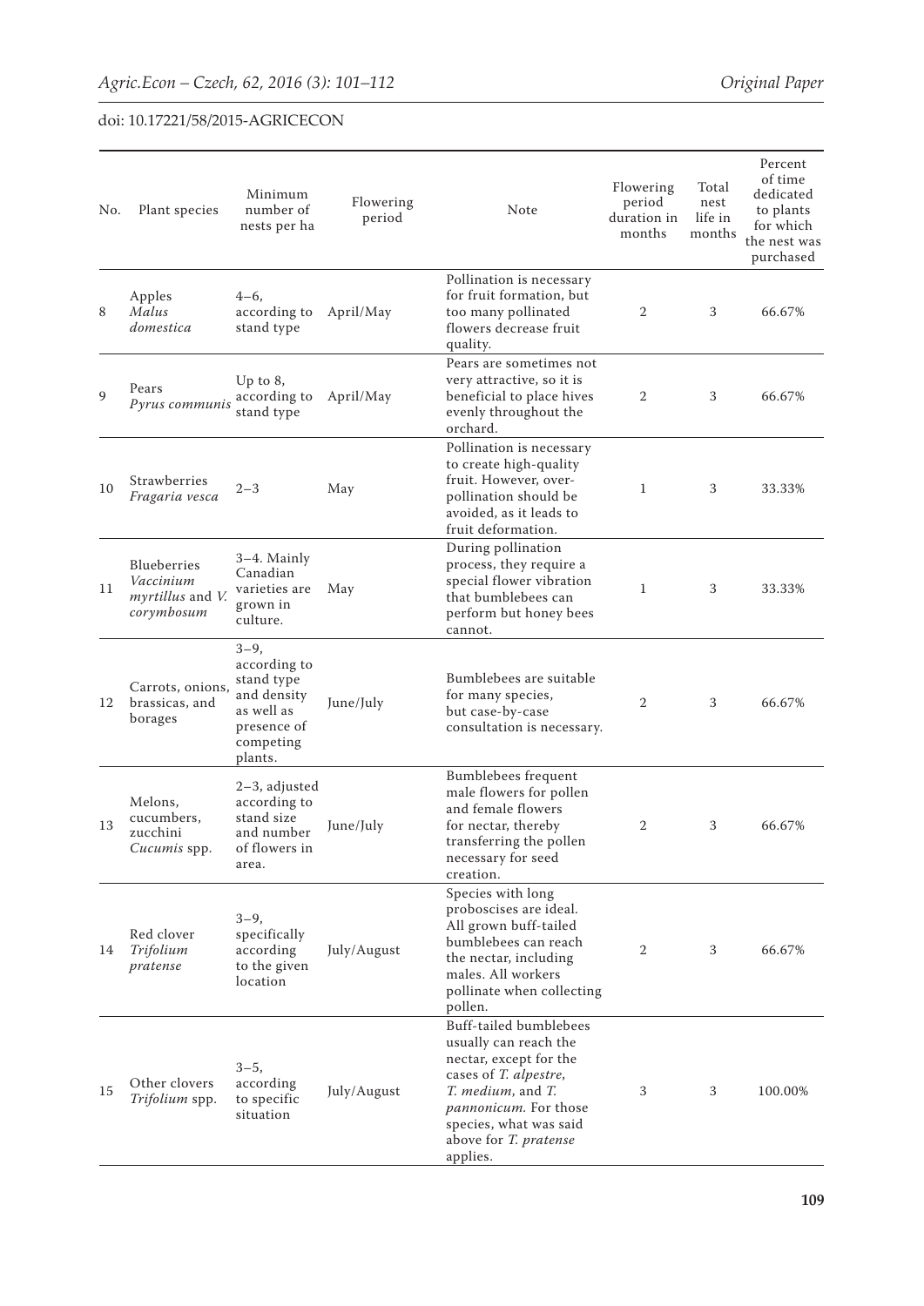| No. | Plant species | Minimum number of nests per ha | Flowering period | Note | Flowering period duration in months | Total nest life in months | Percent of time dedicated to plants for which the nest was purchased |
|---|---|---|---|---|---|---|---|
| 8 | Apples *Malus domestica* | 4–6, according to stand type | April/May | Pollination is necessary for fruit formation, but too many pollinated flowers decrease fruit quality. | 2 | 3 | 66.67% |
| 9 | Pears *Pyrus communis* | Up to 8, according to stand type | April/May | Pears are sometimes not very attractive, so it is beneficial to place hives evenly throughout the orchard. | 2 | 3 | 66.67% |
| 10 | Strawberries *Fragaria vesca* | 2–3 | May | Pollination is necessary to create high-quality fruit. However, over-pollination should be avoided, as it leads to fruit deformation. | 1 | 3 | 33.33% |
| 11 | Blueberries *Vaccinium myrtillus* and *V. corymbosum* | 3–4. Mainly Canadian varieties are grown in culture. | May | During pollination process, they require a special flower vibration that bumblebees can perform but honey bees cannot. | 1 | 3 | 33.33% |
| 12 | Carrots, onions, brassicas, and borages | 3–9, according to stand type and density as well as presence of competing plants. | June/July | Bumblebees are suitable for many species, but case-by-case consultation is necessary. | 2 | 3 | 66.67% |
| 13 | Melons, cucumbers, zucchini *Cucumis* spp. | 2–3, adjusted according to stand size and number of flowers in area. | June/July | Bumblebees frequent male flowers for pollen and female flowers for nectar, thereby transferring the pollen necessary for seed creation. | 2 | 3 | 66.67% |
| 14 | Red clover *Trifolium pratense* | 3–9, specifically according to the given location | July/August | Species with long proboscises are ideal. All grown buff-tailed bumblebees can reach the nectar, including males. All workers pollinate when collecting pollen. | 2 | 3 | 66.67% |
| 15 | Other clovers *Trifolium* spp. | 3–5, according to specific situation | July/August | Buff-tailed bumblebees usually can reach the nectar, except for the cases of *T. alpestre*, *T. medium*, and *T. pannonicum*. For those species, what was said above for *T. pratense* applies. | 3 | 3 | 100.00% |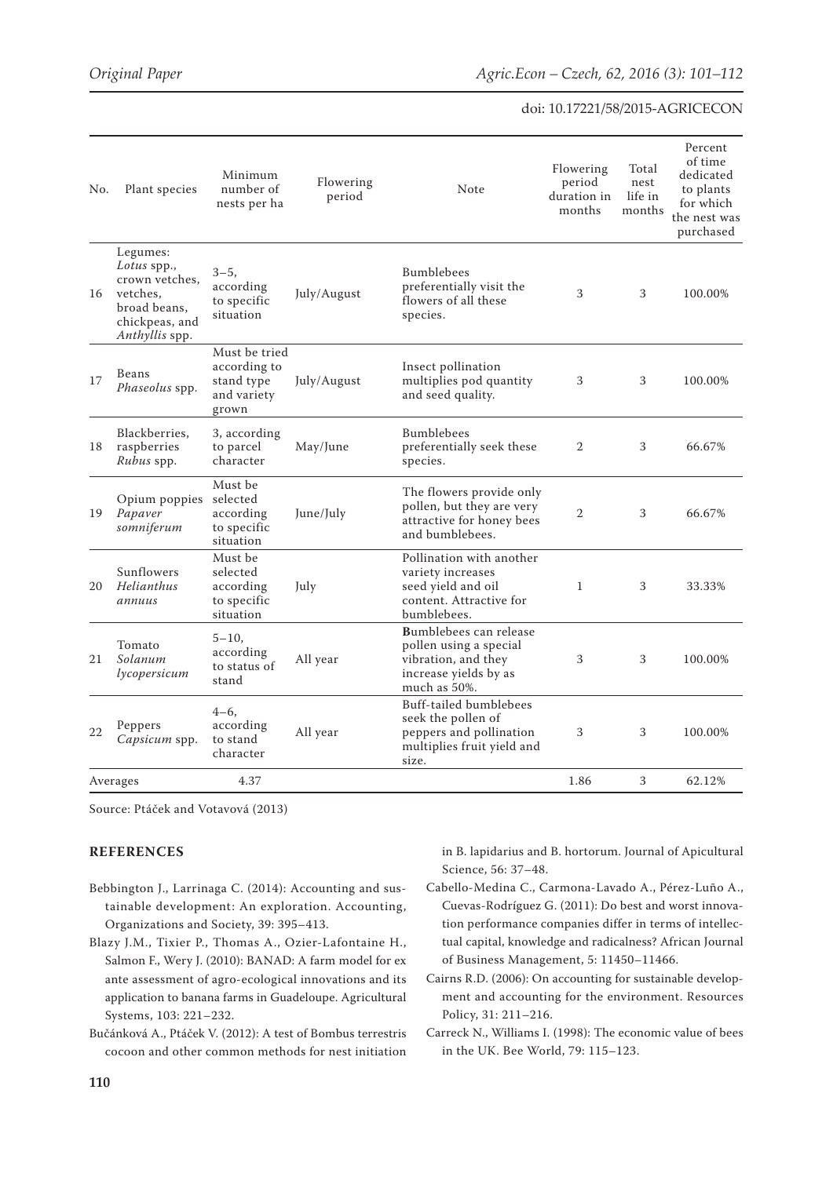| No. | Plant species | Minimum number of nests per ha | Flowering period | Note | Flowering period duration in months | Total nest life in months | Percent of time dedicated to plants for which the nest was purchased |
|---|---|---|---|---|---|---|---|
| 16 | Legumes: *Lotus* spp., crown vetches, vetches, broad beans, chickpeas, and *Anthyllis* spp. | 3–5, according to specific situation | July/August | Bumblebees preferentially visit the flowers of all these species. | 3 | 3 | 100.00% |
| 17 | Beans *Phaseolus* spp. | Must be tried according to stand type and variety grown | July/August | Insect pollination multiplies pod quantity and seed quality. | 3 | 3 | 100.00% |
| 18 | Blackberries, raspberries *Rubus* spp. | 3, according to parcel character | May/June | Bumblebees preferentially seek these species. | 2 | 3 | 66.67% |
| 19 | Opium poppies *Papaver somniferum* | Must be selected according to specific situation | June/July | The flowers provide only pollen, but they are very attractive for honey bees and bumblebees. | 2 | 3 | 66.67% |
| 20 | Sunflowers *Helianthus annuus* | Must be selected according to specific situation | July | Pollination with another variety increases seed yield and oil content. Attractive for bumblebees. | 1 | 3 | 33.33% |
| 21 | Tomato *Solanum lycopersicum* | 5–10, according to status of stand | All year | Bumblebees can release pollen using a special vibration, and they increase yields by as much as 50%. | 3 | 3 | 100.00% |
| 22 | Peppers *Capsicum* spp. | 4–6, according to stand character | All year | Buff-tailed bumblebees seek the pollen of peppers and pollination multiplies fruit yield and size. | 3 | 3 | 100.00% |
| Averages | | 4.37 | | | 1.86 | 3 | 62.12% |

Source: Ptáček and Votavová (2013)

## REFERENCES

Bebbington J., Larrinaga C. (2014): Accounting and sustainable development: An exploration. Accounting, Organizations and Society, 39: 395–413.

Blazy J.M., Tixier P., Thomas A., Ozier-Lafontaine H., Salmon F., Wery J. (2010): BANAD: A farm model for ex ante assessment of agro-ecological innovations and its application to banana farms in Guadeloupe. Agricultural Systems, 103: 221–232.

Bučánková A., Ptáček V. (2012): A test of Bombus terrestris cocoon and other common methods for nest initiation in B. lapidarius and B. hortorum. Journal of Apicultural Science, 56: 37–48.

Cabello-Medina C., Carmona-Lavado A., Pérez-Luño A., Cuevas-Rodríguez G. (2011): Do best and worst innovation performance companies differ in terms of intellectual capital, knowledge and radicalness? African Journal of Business Management, 5: 11450–11466.

Cairns R.D. (2006): On accounting for sustainable development and accounting for the environment. Resources Policy, 31: 211–216.

Carreck N., Williams I. (1998): The economic value of bees in the UK. Bee World, 79: 115–123.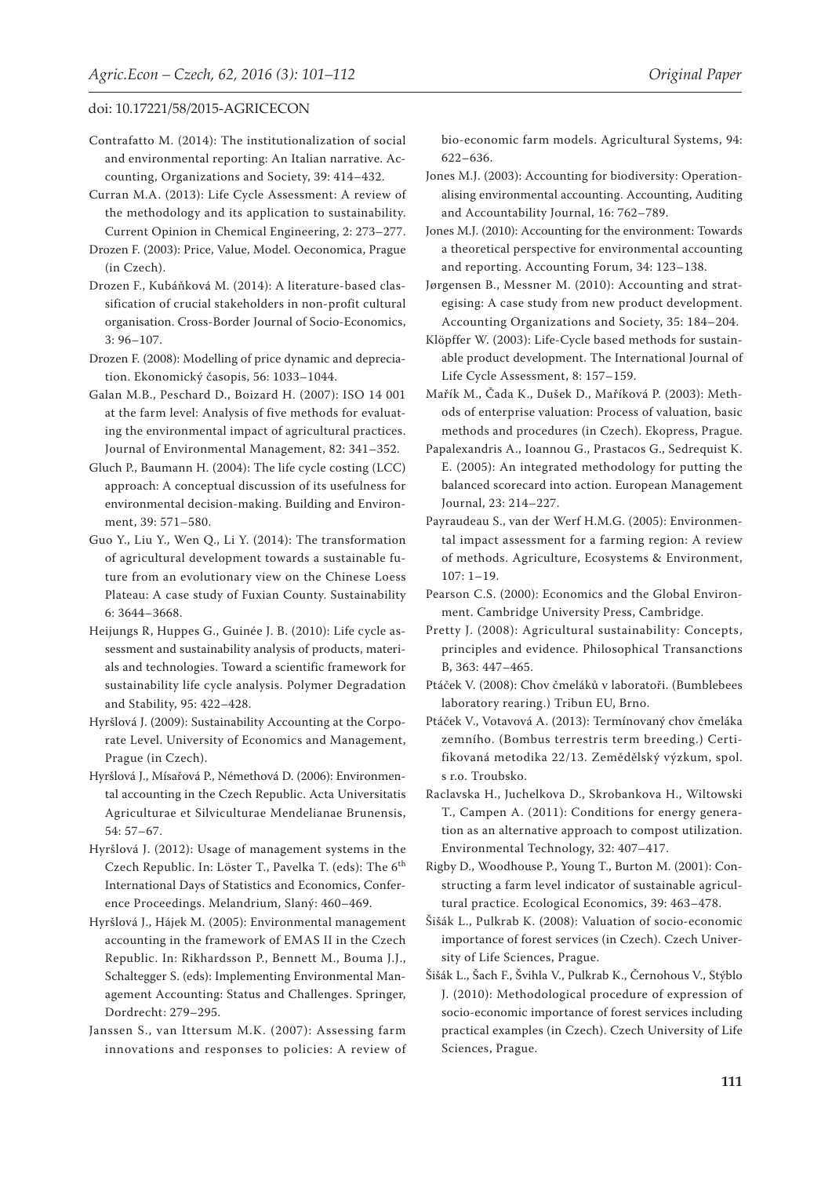Contrafatto M. (2014): The institutionalization of social and environmental reporting: An Italian narrative. Accounting, Organizations and Society, 39: 414–432.

Curran M.A. (2013): Life Cycle Assessment: A review of the methodology and its application to sustainability. Current Opinion in Chemical Engineering, 2: 273–277.

Drozen F. (2003): Price, Value, Model. Oeconomica, Prague (in Czech).

Drozen F., Kubáňková M. (2014): A literature-based classification of crucial stakeholders in non-profit cultural organisation. Cross-Border Journal of Socio-Economics, 3: 96–107.

Drozen F. (2008): Modelling of price dynamic and depreciation. Ekonomický časopis, 56: 1033–1044.

Galan M.B., Peschard D., Boizard H. (2007): ISO 14 001 at the farm level: Analysis of five methods for evaluating the environmental impact of agricultural practices. Journal of Environmental Management, 82: 341–352.

Gluch P., Baumann H. (2004): The life cycle costing (LCC) approach: A conceptual discussion of its usefulness for environmental decision-making. Building and Environment, 39: 571–580.

Guo Y., Liu Y., Wen Q., Li Y. (2014): The transformation of agricultural development towards a sustainable future from an evolutionary view on the Chinese Loess Plateau: A case study of Fuxian County. Sustainability 6: 3644–3668.

Heijungs R, Huppes G., Guinée J. B. (2010): Life cycle assessment and sustainability analysis of products, materials and technologies. Toward a scientific framework for sustainability life cycle analysis. Polymer Degradation and Stability, 95: 422–428.

Hyršlová J. (2009): Sustainability Accounting at the Corporate Level. University of Economics and Management, Prague (in Czech).

Hyršlová J., Mísařová P., Némethová D. (2006): Environmental accounting in the Czech Republic. Acta Universitatis Agriculturae et Silviculturae Mendelianae Brunensis, 54: 57–67.

Hyršlová J. (2012): Usage of management systems in the Czech Republic. In: Löster T., Pavelka T. (eds): The 6th International Days of Statistics and Economics, Conference Proceedings. Melandrium, Slaný: 460–469.

Hyršlová J., Hájek M. (2005): Environmental management accounting in the framework of EMAS II in the Czech Republic. In: Rikhardsson P., Bennett M., Bouma J.J., Schaltegger S. (eds): Implementing Environmental Management Accounting: Status and Challenges. Springer, Dordrecht: 279–295.

Janssen S., van Ittersum M.K. (2007): Assessing farm innovations and responses to policies: A review of bio-economic farm models. Agricultural Systems, 94: 622–636.

Jones M.J. (2003): Accounting for biodiversity: Operationalising environmental accounting. Accounting, Auditing and Accountability Journal, 16: 762–789.

Jones M.J. (2010): Accounting for the environment: Towards a theoretical perspective for environmental accounting and reporting. Accounting Forum, 34: 123–138.

Jørgensen B., Messner M. (2010): Accounting and strategising: A case study from new product development. Accounting Organizations and Society, 35: 184–204.

Klöpffer W. (2003): Life-Cycle based methods for sustainable product development. The International Journal of Life Cycle Assessment, 8: 157–159.

Mařík M., Čada K., Dušek D., Maříková P. (2003): Methods of enterprise valuation: Process of valuation, basic methods and procedures (in Czech). Ekopress, Prague.

Papalexandris A., Ioannou G., Prastacos G., Sedrequist K. E. (2005): An integrated methodology for putting the balanced scorecard into action. European Management Journal, 23: 214–227.

Payraudeau S., van der Werf H.M.G. (2005): Environmental impact assessment for a farming region: A review of methods. Agriculture, Ecosystems & Environment, 107: 1–19.

Pearson C.S. (2000): Economics and the Global Environment. Cambridge University Press, Cambridge.

Pretty J. (2008): Agricultural sustainability: Concepts, principles and evidence. Philosophical Transanctions B, 363: 447–465.

Ptáček V. (2008): Chov čmeláků v laboratoři. (Bumblebees laboratory rearing.) Tribun EU, Brno.

Ptáček V., Votavová A. (2013): Termínovaný chov čmeláka zemního. (Bombus terrestris term breeding.) Certifikovaná metodika 22/13. Zemědělský výzkum, spol. s r.o. Troubsko.

Raclavska H., Juchelkova D., Skrobankova H., Wiltowski T., Campen A. (2011): Conditions for energy generation as an alternative approach to compost utilization. Environmental Technology, 32: 407–417.

Rigby D., Woodhouse P., Young T., Burton M. (2001): Constructing a farm level indicator of sustainable agricultural practice. Ecological Economics, 39: 463–478.

Šišák L., Pulkrab K. (2008): Valuation of socio-economic importance of forest services (in Czech). Czech University of Life Sciences, Prague.

Šišák L., Šach F., Švihla V., Pulkrab K., Černohous V., Stýblo J. (2010): Methodological procedure of expression of socio-economic importance of forest services including practical examples (in Czech). Czech University of Life Sciences, Prague.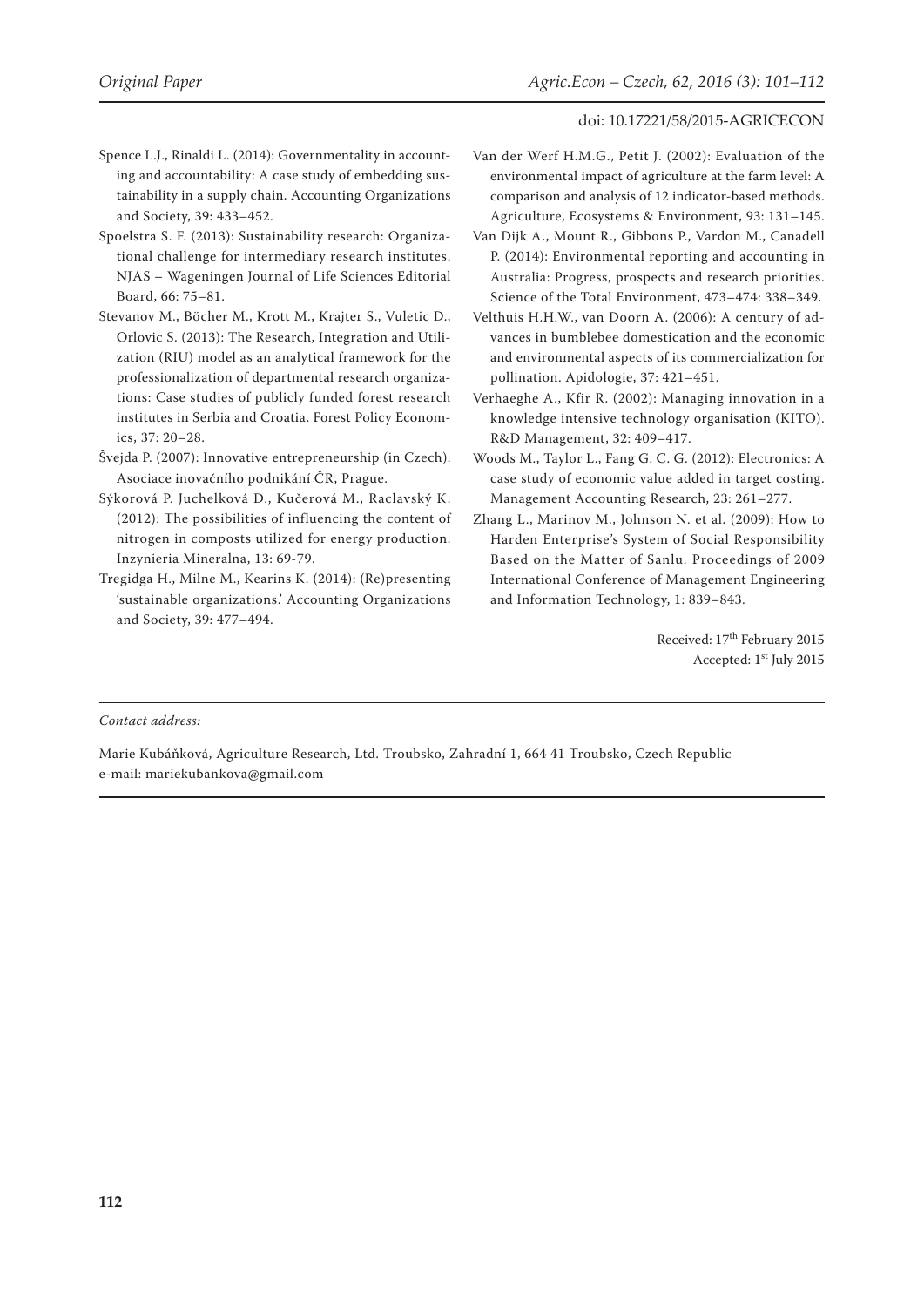Spence L.J., Rinaldi L. (2014): Governmentality in accounting and accountability: A case study of embedding sustainability in a supply chain. Accounting Organizations and Society, 39: 433–452.

Spoelstra S. F. (2013): Sustainability research: Organizational challenge for intermediary research institutes. NJAS – Wageningen Journal of Life Sciences Editorial Board, 66: 75–81.

Stevanov M., Böcher M., Krott M., Krajter S., Vuletic D., Orlovic S. (2013): The Research, Integration and Utilization (RIU) model as an analytical framework for the professionalization of departmental research organizations: Case studies of publicly funded forest research institutes in Serbia and Croatia. Forest Policy Economics, 37: 20–28.

Švejda P. (2007): Innovative entrepreneurship (in Czech). Asociace inovačního podnikání ČR, Prague.

Sýkorová P. Juchelková D., Kučerová M., Raclavský K. (2012): The possibilities of influencing the content of nitrogen in composts utilized for energy production. Inzynieria Mineralna, 13: 69-79.

Tregidga H., Milne M., Kearins K. (2014): (Re)presenting 'sustainable organizations.' Accounting Organizations and Society, 39: 477–494.

Van der Werf H.M.G., Petit J. (2002): Evaluation of the environmental impact of agriculture at the farm level: A comparison and analysis of 12 indicator-based methods. Agriculture, Ecosystems & Environment, 93: 131–145.

Van Dijk A., Mount R., Gibbons P., Vardon M., Canadell P. (2014): Environmental reporting and accounting in Australia: Progress, prospects and research priorities. Science of the Total Environment, 473–474: 338–349.

Velthuis H.H.W., van Doorn A. (2006): A century of advances in bumblebee domestication and the economic and environmental aspects of its commercialization for pollination. Apidologie, 37: 421–451.

Verhaeghe A., Kfir R. (2002): Managing innovation in a knowledge intensive technology organisation (KITO). R&D Management, 32: 409–417.

Woods M., Taylor L., Fang G. C. G. (2012): Electronics: A case study of economic value added in target costing. Management Accounting Research, 23: 261–277.

Zhang L., Marinov M., Johnson N. et al. (2009): How to Harden Enterprise's System of Social Responsibility Based on the Matter of Sanlu. Proceedings of 2009 International Conference of Management Engineering and Information Technology, 1: 839–843.

Received: 17th February 2015
Accepted: 1st July 2015

*Contact address:*

Marie Kubáňková, Agriculture Research, Ltd. Troubsko, Zahradní 1, 664 41 Troubsko, Czech Republic
e-mail: mariekubankova@gmail.com